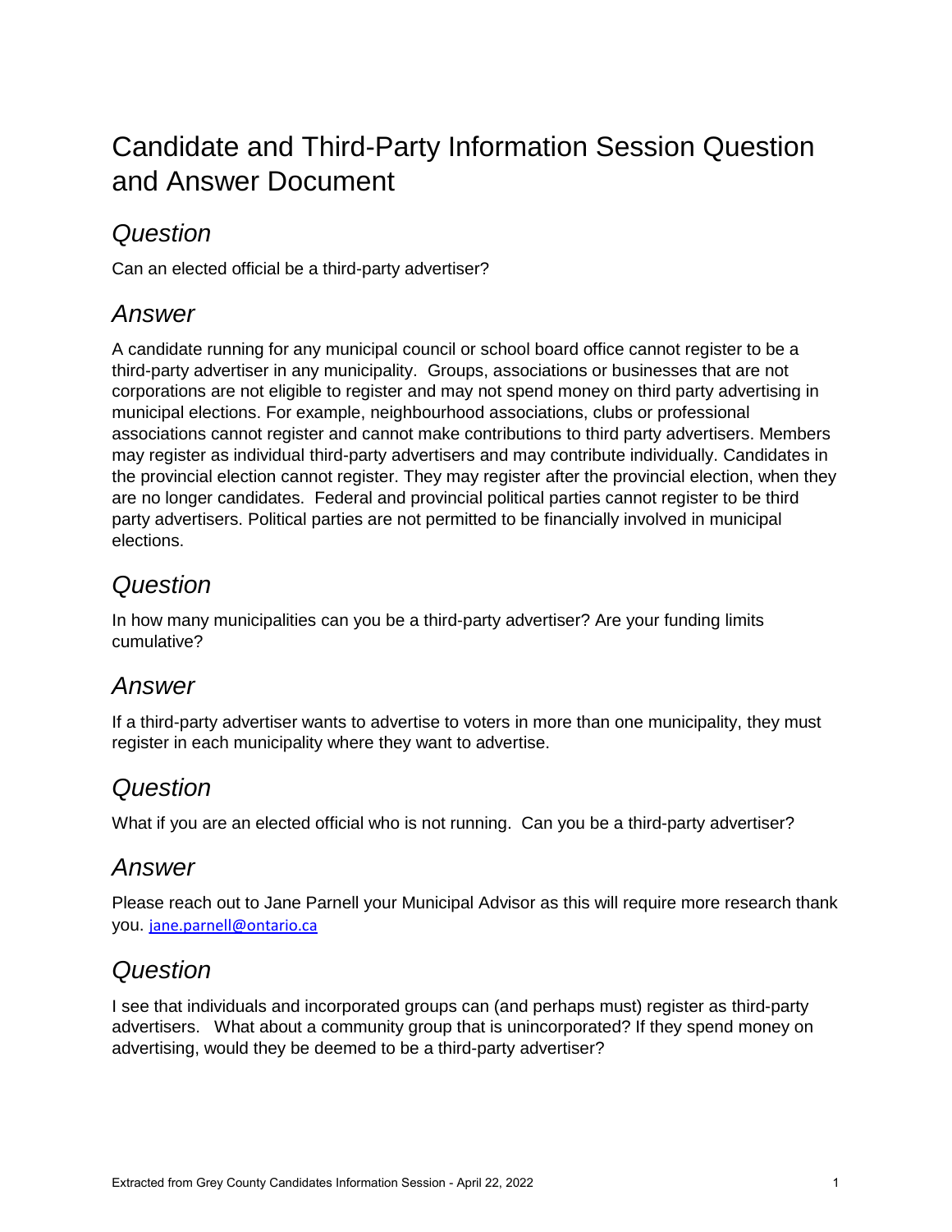# Candidate and Third-Party Information Session Question and Answer Document

## *Question*

Can an elected official be a third-party advertiser?

## *Answer*

A candidate running for any municipal council or school board office cannot register to be a third-party advertiser in any municipality. Groups, associations or businesses that are not corporations are not eligible to register and may not spend money on third party advertising in municipal elections. For example, neighbourhood associations, clubs or professional associations cannot register and cannot make contributions to third party advertisers. Members may register as individual third-party advertisers and may contribute individually. Candidates in the provincial election cannot register. They may register after the provincial election, when they are no longer candidates. Federal and provincial political parties cannot register to be third party advertisers. Political parties are not permitted to be financially involved in municipal elections.

## *Question*

In how many municipalities can you be a third-party advertiser? Are your funding limits cumulative?

## *Answer*

If a third-party advertiser wants to advertise to voters in more than one municipality, they must register in each municipality where they want to advertise.

## *Question*

What if you are an elected official who is not running. Can you be a third-party advertiser?

## *Answer*

Please reach out to Jane Parnell your Municipal Advisor as this will require more research thank you. jane.parnell@ontario.ca

## *Question*

I see that individuals and incorporated groups can (and perhaps must) register as third-party advertisers. What about a community group that is unincorporated? If they spend money on advertising, would they be deemed to be a third-party advertiser?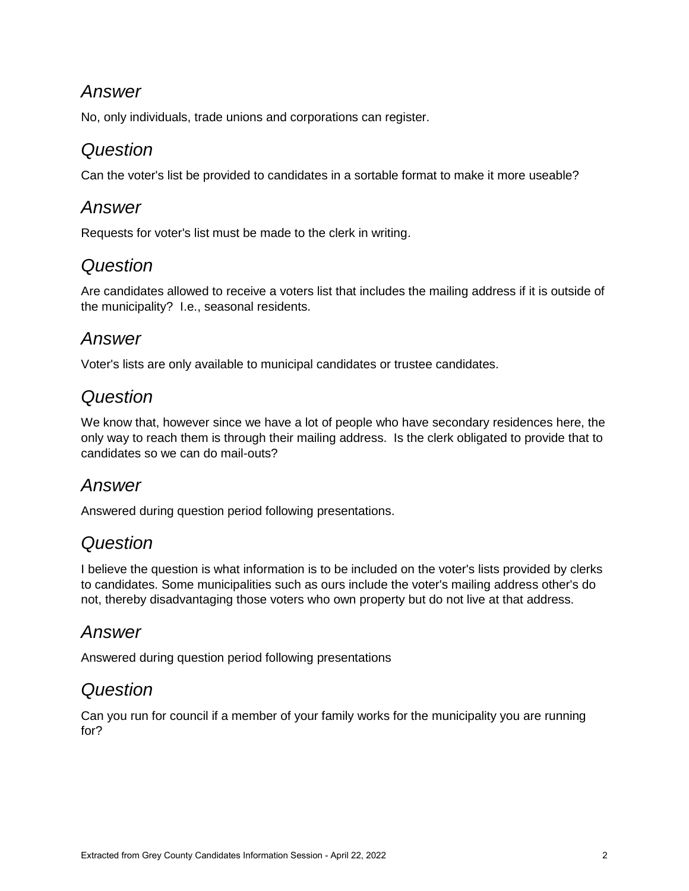## *Answer*

No, only individuals, trade unions and corporations can register.

## *Question*

Can the voter's list be provided to candidates in a sortable format to make it more useable?

## *Answer*

Requests for voter's list must be made to the clerk in writing.

## *Question*

Are candidates allowed to receive a voters list that includes the mailing address if it is outside of the municipality? I.e., seasonal residents.

## *Answer*

Voter's lists are only available to municipal candidates or trustee candidates.

## *Question*

We know that, however since we have a lot of people who have secondary residences here, the only way to reach them is through their mailing address. Is the clerk obligated to provide that to candidates so we can do mail-outs?

## *Answer*

Answered during question period following presentations.

## *Question*

I believe the question is what information is to be included on the voter's lists provided by clerks to candidates. Some municipalities such as ours include the voter's mailing address other's do not, thereby disadvantaging those voters who own property but do not live at that address.

## *Answer*

Answered during question period following presentations

## *Question*

Can you run for council if a member of your family works for the municipality you are running for?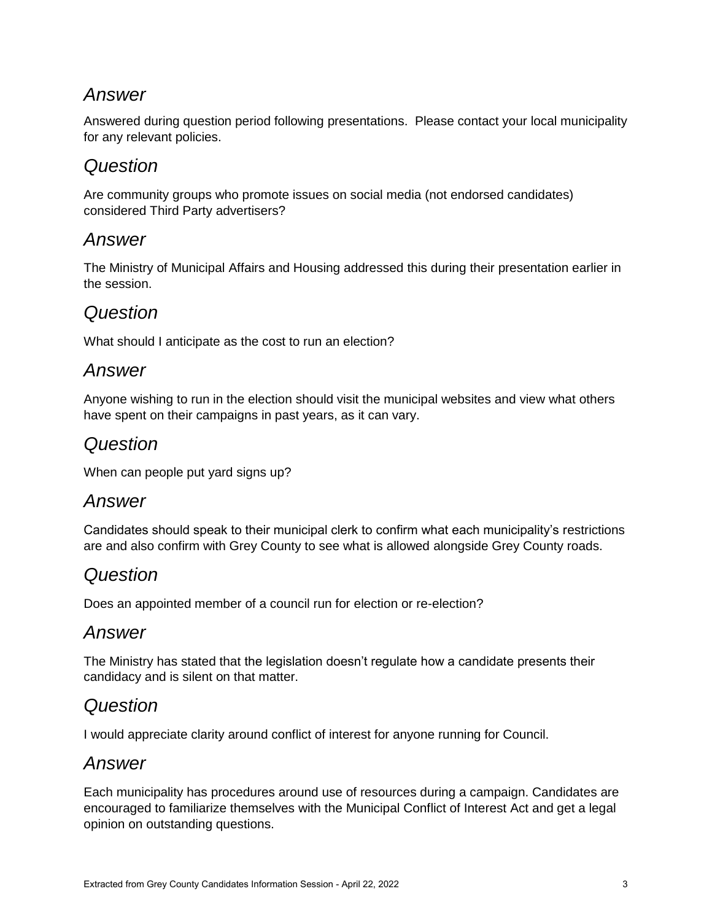## *Answer*

Answered during question period following presentations. Please contact your local municipality for any relevant policies.

## *Question*

Are community groups who promote issues on social media (not endorsed candidates) considered Third Party advertisers?

## *Answer*

The Ministry of Municipal Affairs and Housing addressed this during their presentation earlier in the session.

## *Question*

What should I anticipate as the cost to run an election?

## *Answer*

Anyone wishing to run in the election should visit the municipal websites and view what others have spent on their campaigns in past years, as it can vary.

## *Question*

When can people put yard signs up?

## *Answer*

Candidates should speak to their municipal clerk to confirm what each municipality's restrictions are and also confirm with Grey County to see what is allowed alongside Grey County roads.

## *Question*

Does an appointed member of a council run for election or re-election?

## *Answer*

The Ministry has stated that the legislation doesn't regulate how a candidate presents their candidacy and is silent on that matter.

## *Question*

I would appreciate clarity around conflict of interest for anyone running for Council.

## *Answer*

Each municipality has procedures around use of resources during a campaign. Candidates are encouraged to familiarize themselves with the Municipal Conflict of Interest Act and get a legal opinion on outstanding questions.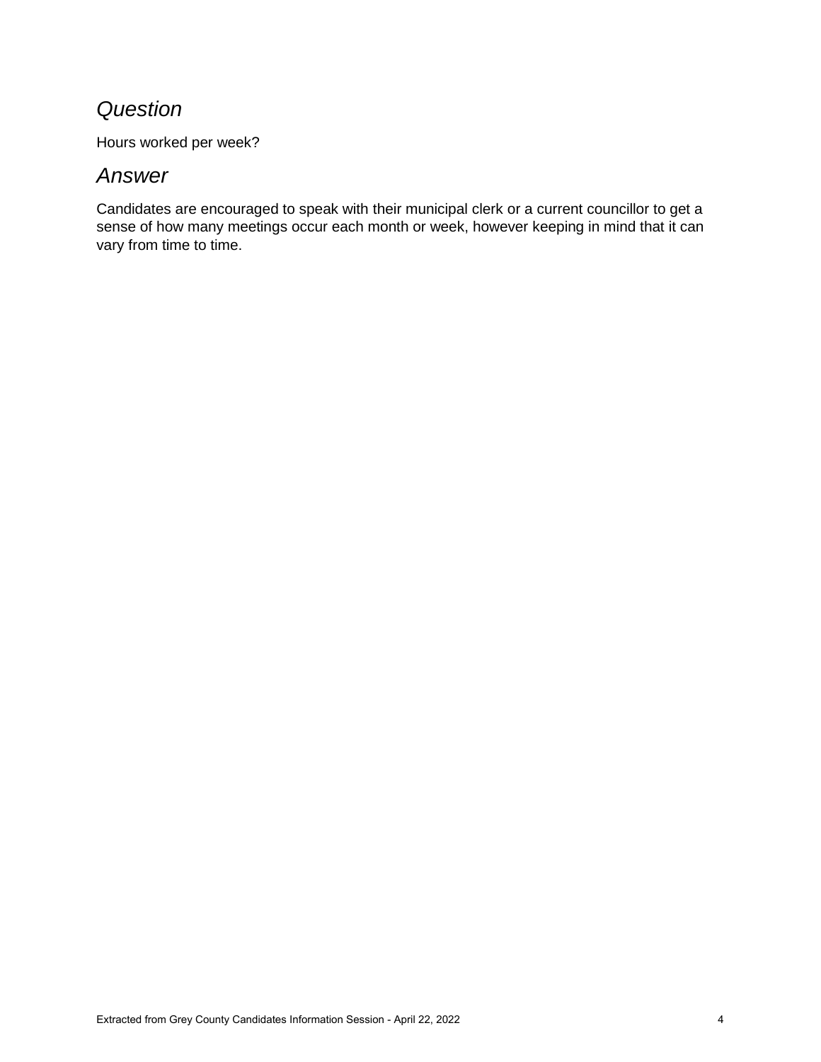## *Question*

Hours worked per week?

## *Answer*

Candidates are encouraged to speak with their municipal clerk or a current councillor to get a sense of how many meetings occur each month or week, however keeping in mind that it can vary from time to time.